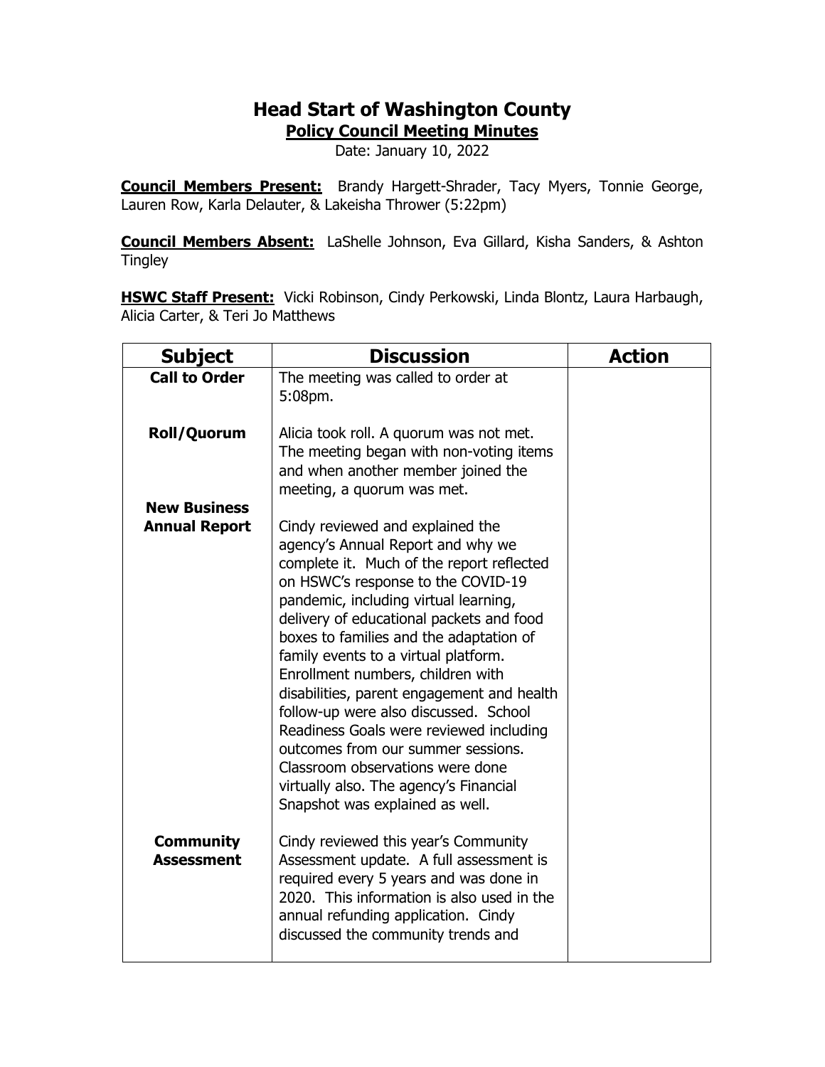# Head Start of Washington County

## Policy Council Meeting Minutes

Date: January 10, 2022

**Council Members Present:** Brandy Hargett-Shrader, Tacy Myers, Tonnie George, Lauren Row, Karla Delauter, & Lakeisha Thrower (5:22pm)

**Council Members Absent:** LaShelle Johnson, Eva Gillard, Kisha Sanders, & Ashton Tingley

**HSWC Staff Present:** Vicki Robinson, Cindy Perkowski, Linda Blontz, Laura Harbaugh, Alicia Carter, & Teri Jo Matthews

| Subject | Discussion | Action |
|---|---|---|
| **Call to Order** | The meeting was called to order at 5:08pm. | |
| **Roll/Quorum** | Alicia took roll. A quorum was not met. The meeting began with non-voting items and when another member joined the meeting, a quorum was met. | |
| **New Business** | | |
| **Annual Report** | Cindy reviewed and explained the agency's Annual Report and why we complete it. Much of the report reflected on HSWC's response to the COVID-19 pandemic, including virtual learning, delivery of educational packets and food boxes to families and the adaptation of family events to a virtual platform. Enrollment numbers, children with disabilities, parent engagement and health follow-up were also discussed. School Readiness Goals were reviewed including outcomes from our summer sessions. Classroom observations were done virtually also. The agency's Financial Snapshot was explained as well. | |
| **Community Assessment** | Cindy reviewed this year's Community Assessment update. A full assessment is required every 5 years and was done in 2020. This information is also used in the annual refunding application. Cindy discussed the community trends and | |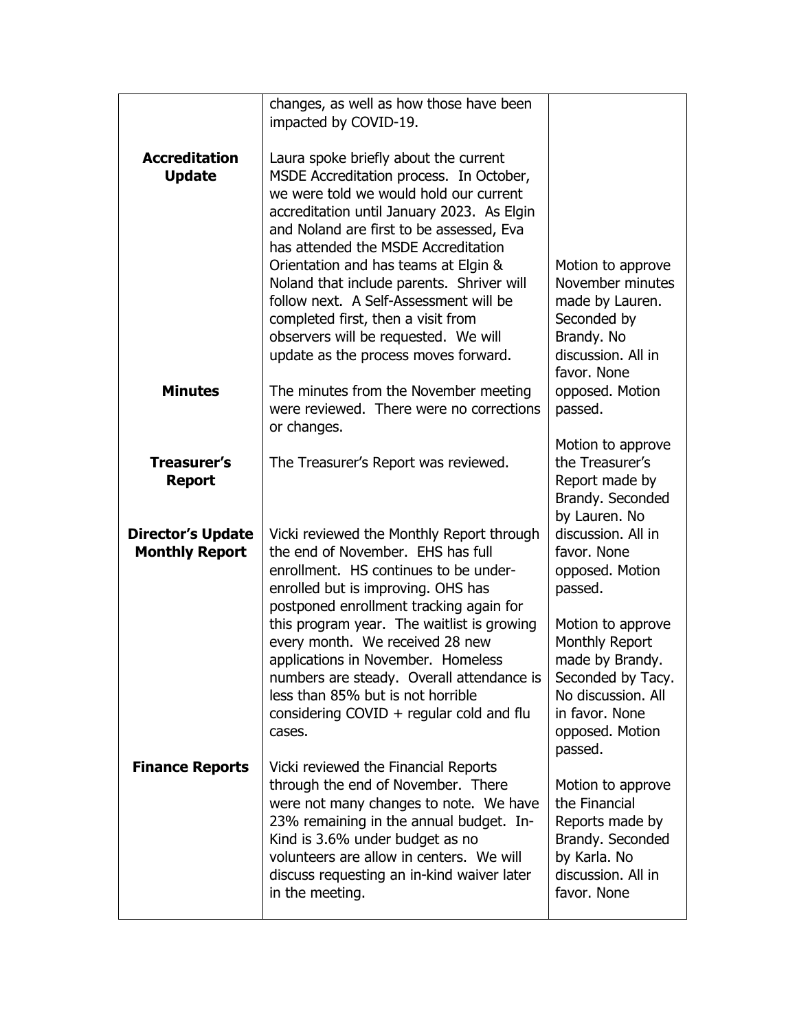| | | |
|---|---|---|
| | changes, as well as how those have been impacted by COVID-19. | |
| **Accreditation Update** | Laura spoke briefly about the current MSDE Accreditation process. In October, we were told we would hold our current accreditation until January 2023. As Elgin and Noland are first to be assessed, Eva has attended the MSDE Accreditation Orientation and has teams at Elgin & Noland that include parents. Shriver will follow next. A Self-Assessment will be completed first, then a visit from observers will be requested. We will update as the process moves forward. | |
| **Minutes** | The minutes from the November meeting were reviewed. There were no corrections or changes. | Motion to approve November minutes made by Lauren. Seconded by Brandy. No discussion. All in favor. None opposed. Motion passed. |
| **Treasurer's Report** | The Treasurer's Report was reviewed. | Motion to approve the Treasurer's Report made by Brandy. Seconded by Lauren. No discussion. All in favor. None opposed. Motion passed. |
| **Director's Update Monthly Report** | Vicki reviewed the Monthly Report through the end of November. EHS has full enrollment. HS continues to be under-enrolled but is improving. OHS has postponed enrollment tracking again for this program year. The waitlist is growing every month. We received 28 new applications in November. Homeless numbers are steady. Overall attendance is less than 85% but is not horrible considering COVID + regular cold and flu cases. | Motion to approve Monthly Report made by Brandy. Seconded by Tacy. No discussion. All in favor. None opposed. Motion passed. |
| **Finance Reports** | Vicki reviewed the Financial Reports through the end of November. There were not many changes to note. We have 23% remaining in the annual budget. In-Kind is 3.6% under budget as no volunteers are allow in centers. We will discuss requesting an in-kind waiver later in the meeting. | Motion to approve the Financial Reports made by Brandy. Seconded by Karla. No discussion. All in favor. None |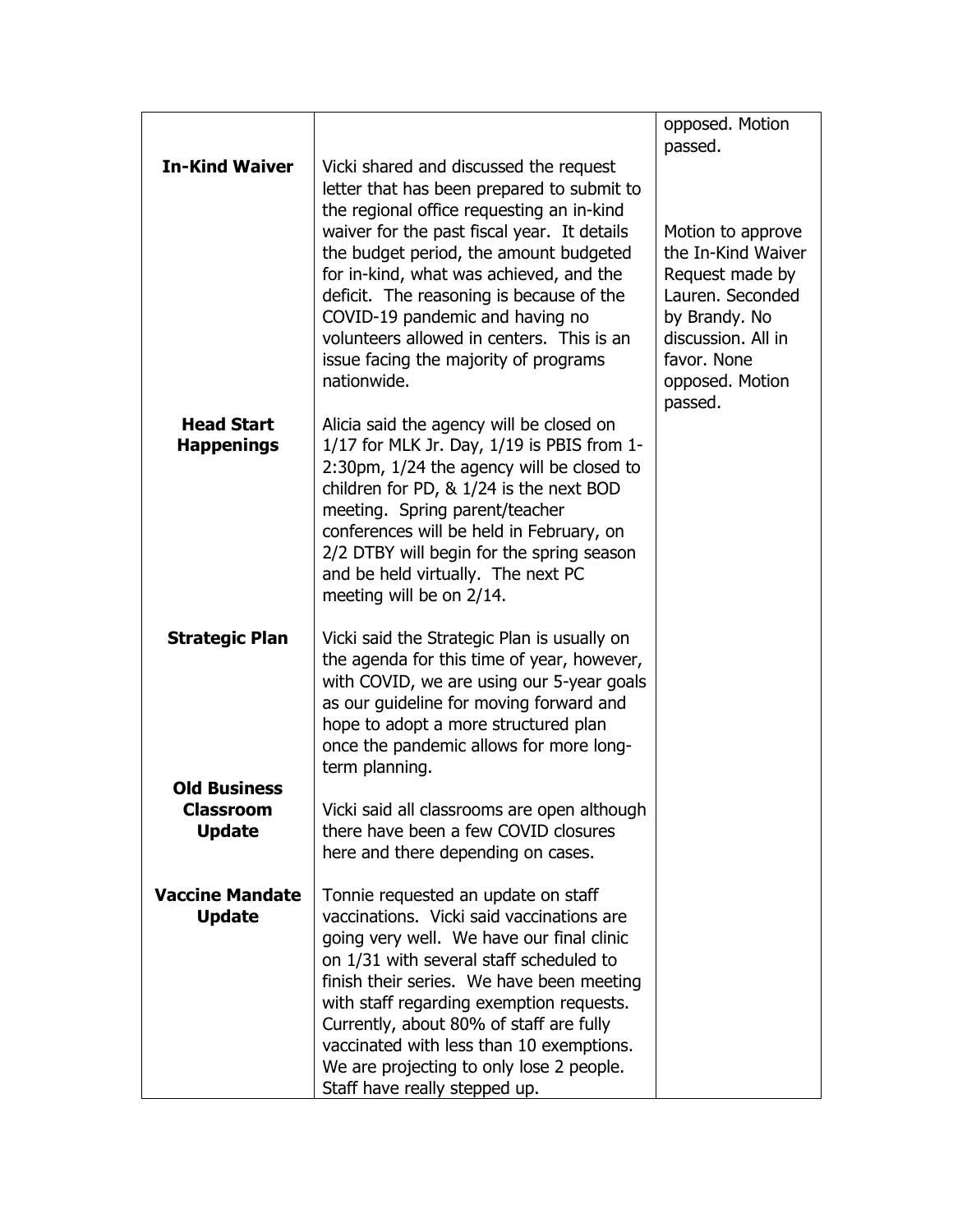| | | |
|---|---|---|
| | | opposed. Motion passed. |
| **In-Kind Waiver** | Vicki shared and discussed the request letter that has been prepared to submit to the regional office requesting an in-kind waiver for the past fiscal year. It details the budget period, the amount budgeted for in-kind, what was achieved, and the deficit. The reasoning is because of the COVID-19 pandemic and having no volunteers allowed in centers. This is an issue facing the majority of programs nationwide. | Motion to approve the In-Kind Waiver Request made by Lauren. Seconded by Brandy. No discussion. All in favor. None opposed. Motion passed. |
| **Head Start Happenings** | Alicia said the agency will be closed on 1/17 for MLK Jr. Day, 1/19 is PBIS from 1-2:30pm, 1/24 the agency will be closed to children for PD, & 1/24 is the next BOD meeting. Spring parent/teacher conferences will be held in February, on 2/2 DTBY will begin for the spring season and be held virtually. The next PC meeting will be on 2/14. | |
| **Strategic Plan** | Vicki said the Strategic Plan is usually on the agenda for this time of year, however, with COVID, we are using our 5-year goals as our guideline for moving forward and hope to adopt a more structured plan once the pandemic allows for more long-term planning. | |
| **Old Business Classroom Update** | Vicki said all classrooms are open although there have been a few COVID closures here and there depending on cases. | |
| **Vaccine Mandate Update** | Tonnie requested an update on staff vaccinations. Vicki said vaccinations are going very well. We have our final clinic on 1/31 with several staff scheduled to finish their series. We have been meeting with staff regarding exemption requests. Currently, about 80% of staff are fully vaccinated with less than 10 exemptions. We are projecting to only lose 2 people. Staff have really stepped up. | |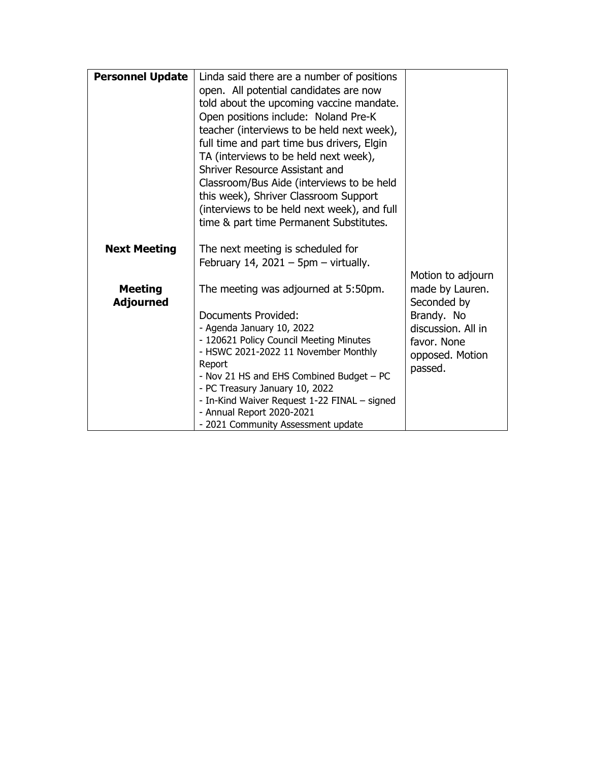| | | |
|---|---|---|
| **Personnel Update** | Linda said there are a number of positions open. All potential candidates are now told about the upcoming vaccine mandate. Open positions include: Noland Pre-K teacher (interviews to be held next week), full time and part time bus drivers, Elgin TA (interviews to be held next week), Shriver Resource Assistant and Classroom/Bus Aide (interviews to be held this week), Shriver Classroom Support (interviews to be held next week), and full time & part time Permanent Substitutes. | |
| **Next Meeting** | The next meeting is scheduled for February 14, 2021 – 5pm – virtually. | |
| **Meeting Adjourned** | The meeting was adjourned at 5:50pm.<br><br>Documents Provided:<br>- Agenda January 10, 2022<br>- 120621 Policy Council Meeting Minutes<br>- HSWC 2021-2022 11 November Monthly Report<br>- Nov 21 HS and EHS Combined Budget – PC<br>- PC Treasury January 10, 2022<br>- In-Kind Waiver Request 1-22 FINAL – signed<br>- Annual Report 2020-2021<br>- 2021 Community Assessment update | Motion to adjourn made by Lauren. Seconded by Brandy. No discussion. All in favor. None opposed. Motion passed. |